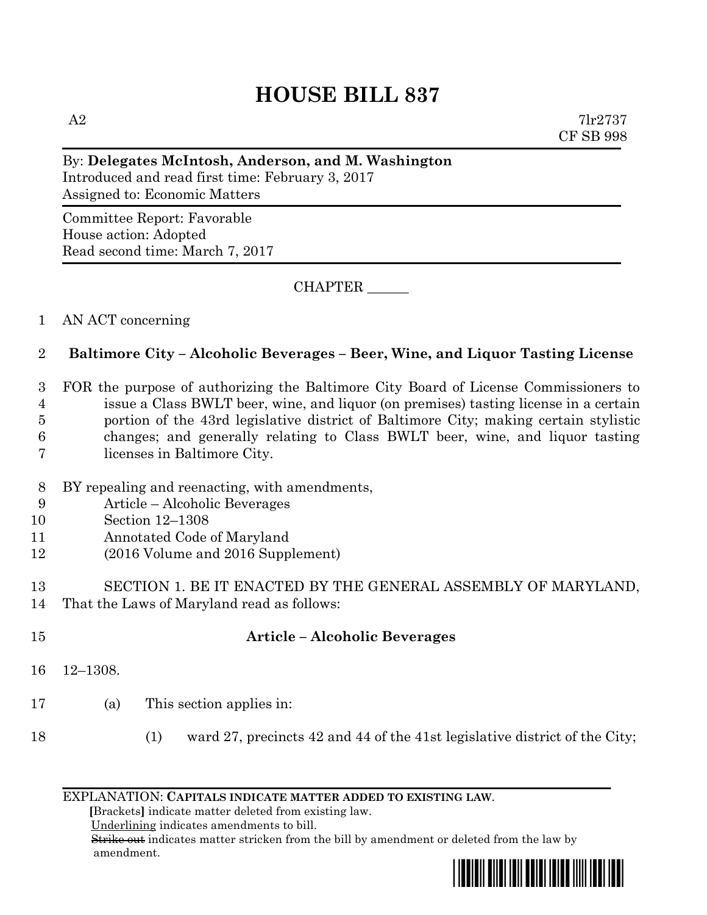# HOUSE BILL 837

A2 7lr2737
CF SB 998

By: **Delegates McIntosh, Anderson, and M. Washington**
Introduced and read first time: February 3, 2017
Assigned to: Economic Matters

Committee Report: Favorable
House action: Adopted
Read second time: March 7, 2017

CHAPTER ______

1 AN ACT concerning

2 **Baltimore City – Alcoholic Beverages – Beer, Wine, and Liquor Tasting License**

3 FOR the purpose of authorizing the Baltimore City Board of License Commissioners to
4 issue a Class BWLT beer, wine, and liquor (on premises) tasting license in a certain
5 portion of the 43rd legislative district of Baltimore City; making certain stylistic
6 changes; and generally relating to Class BWLT beer, wine, and liquor tasting
7 licenses in Baltimore City.

8 BY repealing and reenacting, with amendments,
9 Article – Alcoholic Beverages
10 Section 12–1308
11 Annotated Code of Maryland
12 (2016 Volume and 2016 Supplement)

13 SECTION 1. BE IT ENACTED BY THE GENERAL ASSEMBLY OF MARYLAND,
14 That the Laws of Maryland read as follows:

15 **Article – Alcoholic Beverages**

16 12–1308.

17 (a) This section applies in:

18 (1) ward 27, precincts 42 and 44 of the 41st legislative district of the City;

EXPLANATION: **CAPITALS INDICATE MATTER ADDED TO EXISTING LAW.**
**[**Brackets**]** indicate matter deleted from existing law.
Underlining indicates amendments to bill.
~~Strike out~~ indicates matter stricken from the bill by amendment or deleted from the law by amendment.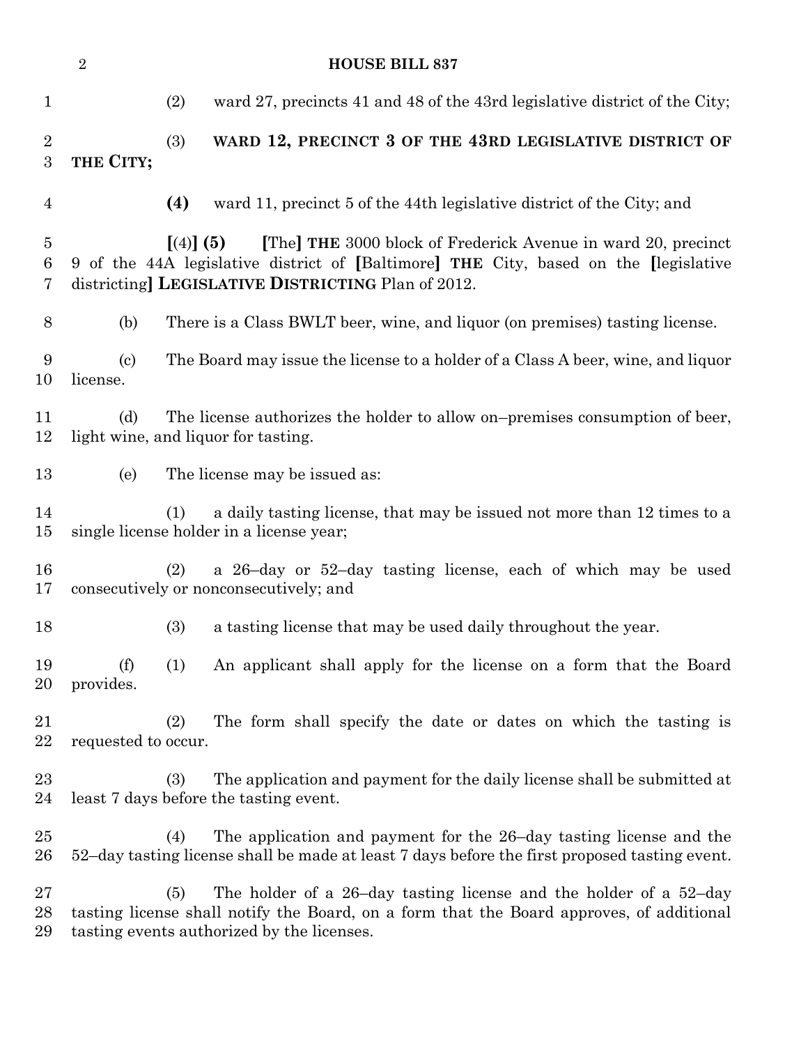(2) ward 27, precincts 41 and 48 of the 43rd legislative district of the City;

(3) **WARD 12, PRECINCT 3 OF THE 43RD LEGISLATIVE DISTRICT OF THE CITY;**

**(4)** ward 11, precinct 5 of the 44th legislative district of the City; and

**[**(4)**] (5)** **[**The**] THE** 3000 block of Frederick Avenue in ward 20, precinct 9 of the 44A legislative district of **[**Baltimore**] THE** City, based on the **[**legislative districting**] LEGISLATIVE DISTRICTING** Plan of 2012.

(b) There is a Class BWLT beer, wine, and liquor (on premises) tasting license.

(c) The Board may issue the license to a holder of a Class A beer, wine, and liquor license.

(d) The license authorizes the holder to allow on–premises consumption of beer, light wine, and liquor for tasting.

(e) The license may be issued as:

(1) a daily tasting license, that may be issued not more than 12 times to a single license holder in a license year;

(2) a 26–day or 52–day tasting license, each of which may be used consecutively or nonconsecutively; and

(3) a tasting license that may be used daily throughout the year.

(f) (1) An applicant shall apply for the license on a form that the Board provides.

(2) The form shall specify the date or dates on which the tasting is requested to occur.

(3) The application and payment for the daily license shall be submitted at least 7 days before the tasting event.

(4) The application and payment for the 26–day tasting license and the 52–day tasting license shall be made at least 7 days before the first proposed tasting event.

(5) The holder of a 26–day tasting license and the holder of a 52–day tasting license shall notify the Board, on a form that the Board approves, of additional tasting events authorized by the licenses.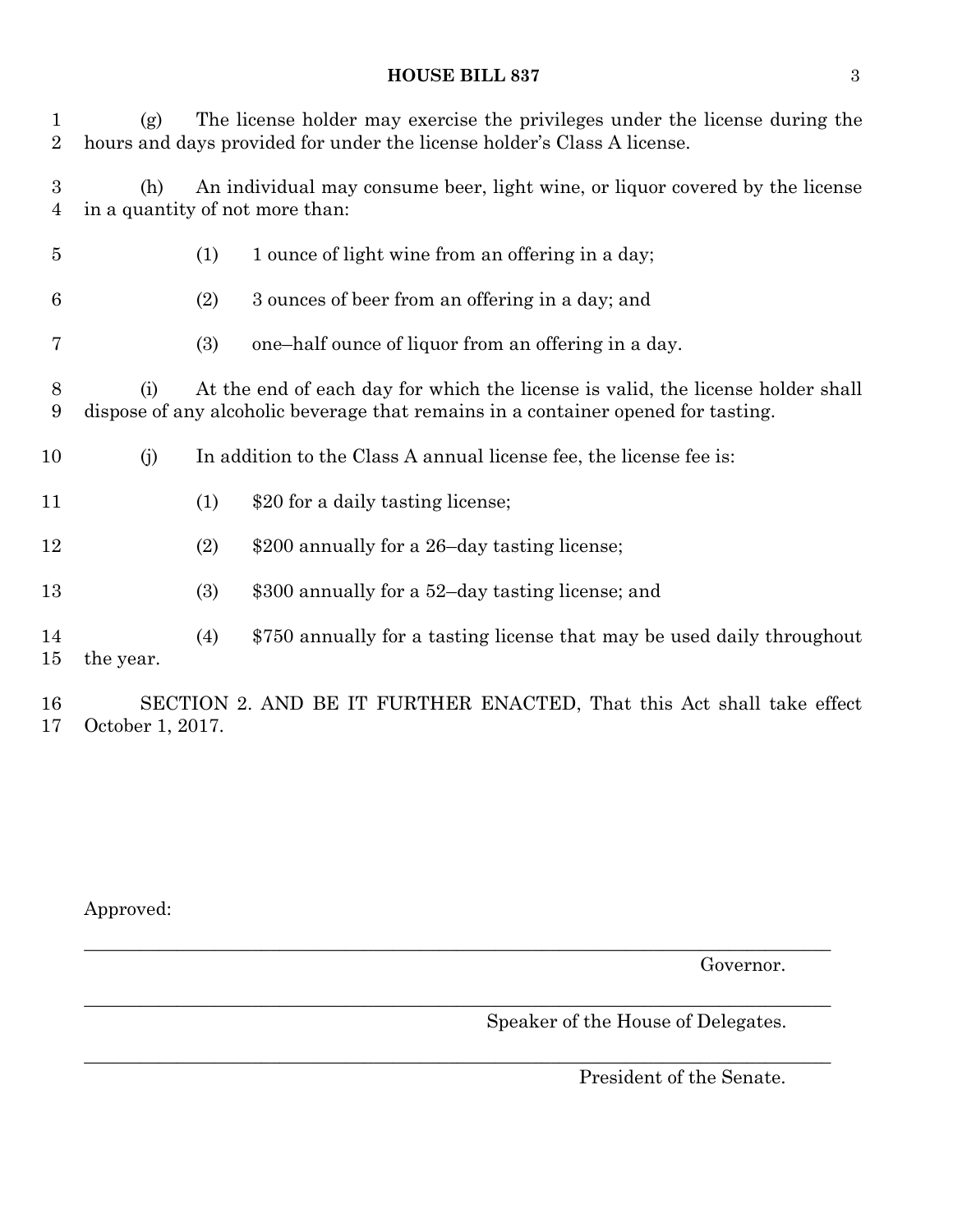(g) The license holder may exercise the privileges under the license during the hours and days provided for under the license holder's Class A license.

(h) An individual may consume beer, light wine, or liquor covered by the license in a quantity of not more than:

(1) 1 ounce of light wine from an offering in a day;

(2) 3 ounces of beer from an offering in a day; and

(3) one–half ounce of liquor from an offering in a day.

(i) At the end of each day for which the license is valid, the license holder shall dispose of any alcoholic beverage that remains in a container opened for tasting.

(j) In addition to the Class A annual license fee, the license fee is:

(1) $20 for a daily tasting license;

(2) $200 annually for a 26–day tasting license;

(3) $300 annually for a 52–day tasting license; and

(4) $750 annually for a tasting license that may be used daily throughout the year.

SECTION 2. AND BE IT FURTHER ENACTED, That this Act shall take effect October 1, 2017.

Approved:

\_\_\_\_\_\_\_\_\_\_\_\_\_\_\_\_\_\_\_\_\_\_\_\_\_\_\_\_\_\_\_\_\_\_\_\_\_\_\_\_\_\_\_\_\_\_\_\_

Governor.

\_\_\_\_\_\_\_\_\_\_\_\_\_\_\_\_\_\_\_\_\_\_\_\_\_\_\_\_\_\_\_\_\_\_\_\_\_\_\_\_\_\_\_\_\_\_\_\_

Speaker of the House of Delegates.

\_\_\_\_\_\_\_\_\_\_\_\_\_\_\_\_\_\_\_\_\_\_\_\_\_\_\_\_\_\_\_\_\_\_\_\_\_\_\_\_\_\_\_\_\_\_\_\_

President of the Senate.